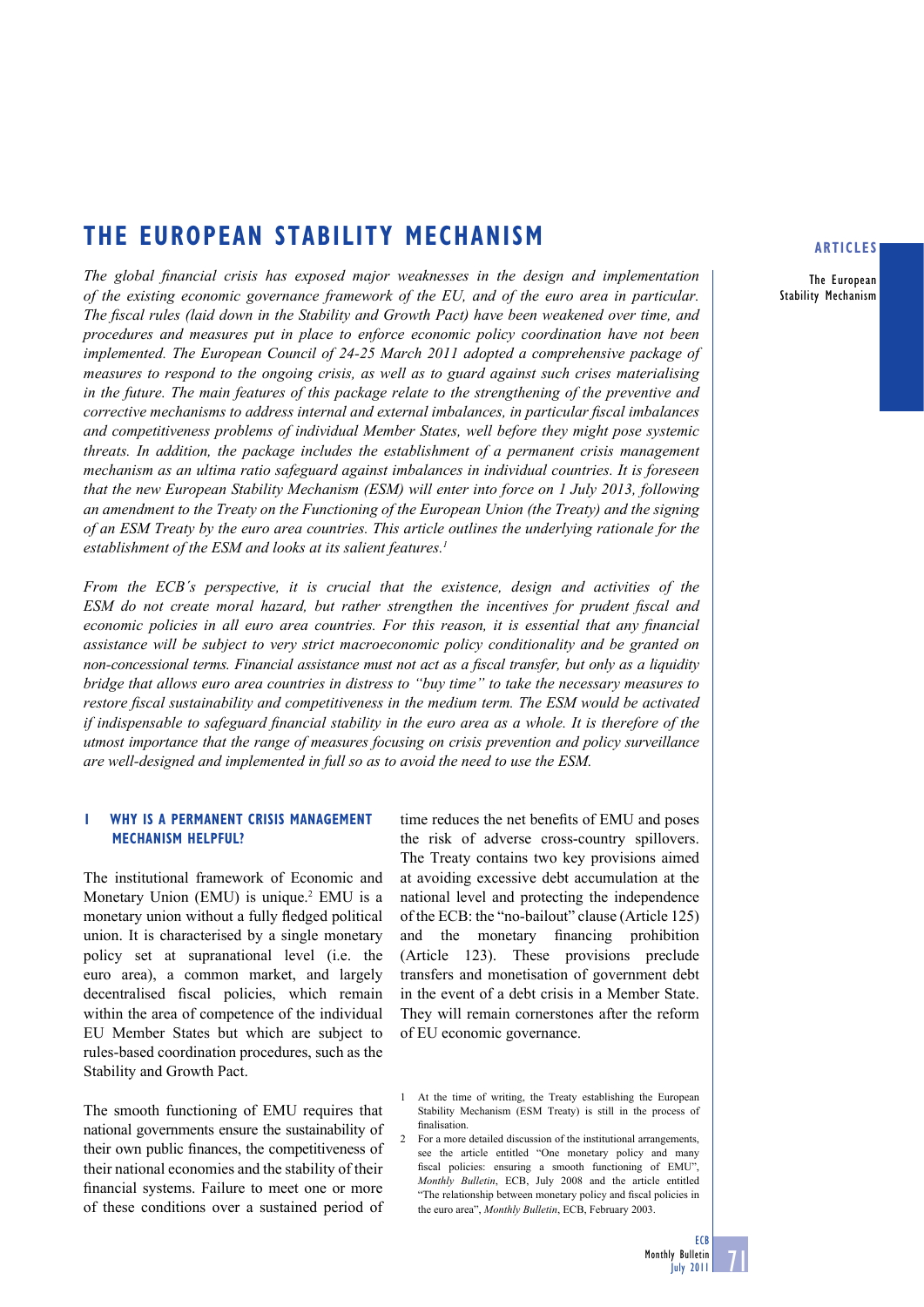# THE EUROPEAN STABILITY MECHANISM

*The global financial crisis has exposed major weaknesses in the design and implementation of the existing economic governance framework of the EU, and of the euro area in particular. The fiscal rules (laid down in the Stability and Growth Pact) have been weakened over time, and procedures and measures put in place to enforce economic policy coordination have not been implemented. The European Council of 24-25 March 2011 adopted a comprehensive package of measures to respond to the ongoing crisis, as well as to guard against such crises materialising in the future. The main features of this package relate to the strengthening of the preventive and corrective mechanisms to address internal and external imbalances, in particular fiscal imbalances and competitiveness problems of individual Member States, well before they might pose systemic threats. In addition, the package includes the establishment of a permanent crisis management mechanism as an ultima ratio safeguard against imbalances in individual countries. It is foreseen that the new European Stability Mechanism (ESM) will enter into force on 1 July 2013, following an amendment to the Treaty on the Functioning of the European Union (the Treaty) and the signing of an ESM Treaty by the euro area countries. This article outlines the underlying rationale for the establishment of the ESM and looks at its salient features.[1]*

*From the ECB's perspective, it is crucial that the existence, design and activities of the ESM do not create moral hazard, but rather strengthen the incentives for prudent fiscal and economic policies in all euro area countries. For this reason, it is essential that any financial assistance will be subject to very strict macroeconomic policy conditionality and be granted on non-concessional terms. Financial assistance must not act as a fiscal transfer, but only as a liquidity bridge that allows euro area countries in distress to "buy time" to take the necessary measures to restore fiscal sustainability and competitiveness in the medium term. The ESM would be activated if indispensable to safeguard financial stability in the euro area as a whole. It is therefore of the utmost importance that the range of measures focusing on crisis prevention and policy surveillance are well-designed and implemented in full so as to avoid the need to use the ESM.*

## 1 WHY IS A PERMANENT CRISIS MANAGEMENT MECHANISM HELPFUL?

The institutional framework of Economic and Monetary Union (EMU) is unique.[2] EMU is a monetary union without a fully fledged political union. It is characterised by a single monetary policy set at supranational level (i.e. the euro area), a common market, and largely decentralised fiscal policies, which remain within the area of competence of the individual EU Member States but which are subject to rules-based coordination procedures, such as the Stability and Growth Pact.

The smooth functioning of EMU requires that national governments ensure the sustainability of their own public finances, the competitiveness of their national economies and the stability of their financial systems. Failure to meet one or more of these conditions over a sustained period of time reduces the net benefits of EMU and poses the risk of adverse cross-country spillovers. The Treaty contains two key provisions aimed at avoiding excessive debt accumulation at the national level and protecting the independence of the ECB: the "no-bailout" clause (Article 125) and the monetary financing prohibition (Article 123). These provisions preclude transfers and monetisation of government debt in the event of a debt crisis in a Member State. They will remain cornerstones after the reform of EU economic governance.

1 At the time of writing, the Treaty establishing the European Stability Mechanism (ESM Treaty) is still in the process of finalisation.

2 For a more detailed discussion of the institutional arrangements, see the article entitled "One monetary policy and many fiscal policies: ensuring a smooth functioning of EMU", *Monthly Bulletin*, ECB, July 2008 and the article entitled "The relationship between monetary policy and fiscal policies in the euro area", *Monthly Bulletin*, ECB, February 2003.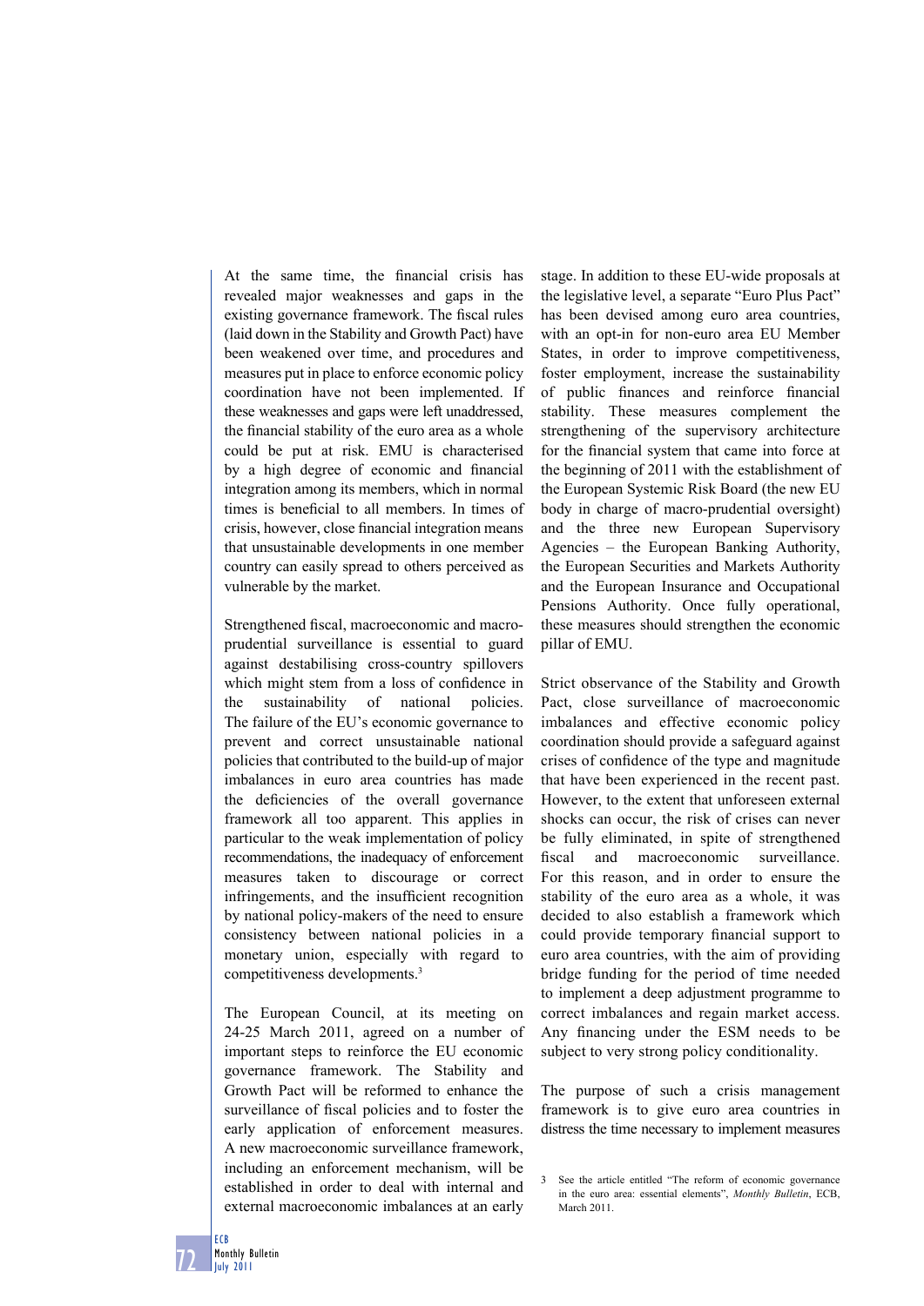At the same time, the financial crisis has revealed major weaknesses and gaps in the existing governance framework. The fiscal rules (laid down in the Stability and Growth Pact) have been weakened over time, and procedures and measures put in place to enforce economic policy coordination have not been implemented. If these weaknesses and gaps were left unaddressed, the financial stability of the euro area as a whole could be put at risk. EMU is characterised by a high degree of economic and financial integration among its members, which in normal times is beneficial to all members. In times of crisis, however, close financial integration means that unsustainable developments in one member country can easily spread to others perceived as vulnerable by the market.

Strengthened fiscal, macroeconomic and macro-prudential surveillance is essential to guard against destabilising cross-country spillovers which might stem from a loss of confidence in the sustainability of national policies. The failure of the EU's economic governance to prevent and correct unsustainable national policies that contributed to the build-up of major imbalances in euro area countries has made the deficiencies of the overall governance framework all too apparent. This applies in particular to the weak implementation of policy recommendations, the inadequacy of enforcement measures taken to discourage or correct infringements, and the insufficient recognition by national policy-makers of the need to ensure consistency between national policies in a monetary union, especially with regard to competitiveness developments.[3]

The European Council, at its meeting on 24-25 March 2011, agreed on a number of important steps to reinforce the EU economic governance framework. The Stability and Growth Pact will be reformed to enhance the surveillance of fiscal policies and to foster the early application of enforcement measures. A new macroeconomic surveillance framework, including an enforcement mechanism, will be established in order to deal with internal and external macroeconomic imbalances at an early stage. In addition to these EU-wide proposals at the legislative level, a separate "Euro Plus Pact" has been devised among euro area countries, with an opt-in for non-euro area EU Member States, in order to improve competitiveness, foster employment, increase the sustainability of public finances and reinforce financial stability. These measures complement the strengthening of the supervisory architecture for the financial system that came into force at the beginning of 2011 with the establishment of the European Systemic Risk Board (the new EU body in charge of macro-prudential oversight) and the three new European Supervisory Agencies – the European Banking Authority, the European Securities and Markets Authority and the European Insurance and Occupational Pensions Authority. Once fully operational, these measures should strengthen the economic pillar of EMU.

Strict observance of the Stability and Growth Pact, close surveillance of macroeconomic imbalances and effective economic policy coordination should provide a safeguard against crises of confidence of the type and magnitude that have been experienced in the recent past. However, to the extent that unforeseen external shocks can occur, the risk of crises can never be fully eliminated, in spite of strengthened fiscal and macroeconomic surveillance. For this reason, and in order to ensure the stability of the euro area as a whole, it was decided to also establish a framework which could provide temporary financial support to euro area countries, with the aim of providing bridge funding for the period of time needed to implement a deep adjustment programme to correct imbalances and regain market access. Any financing under the ESM needs to be subject to very strong policy conditionality.

The purpose of such a crisis management framework is to give euro area countries in distress the time necessary to implement measures

3 See the article entitled "The reform of economic governance in the euro area: essential elements", *Monthly Bulletin*, ECB, March 2011.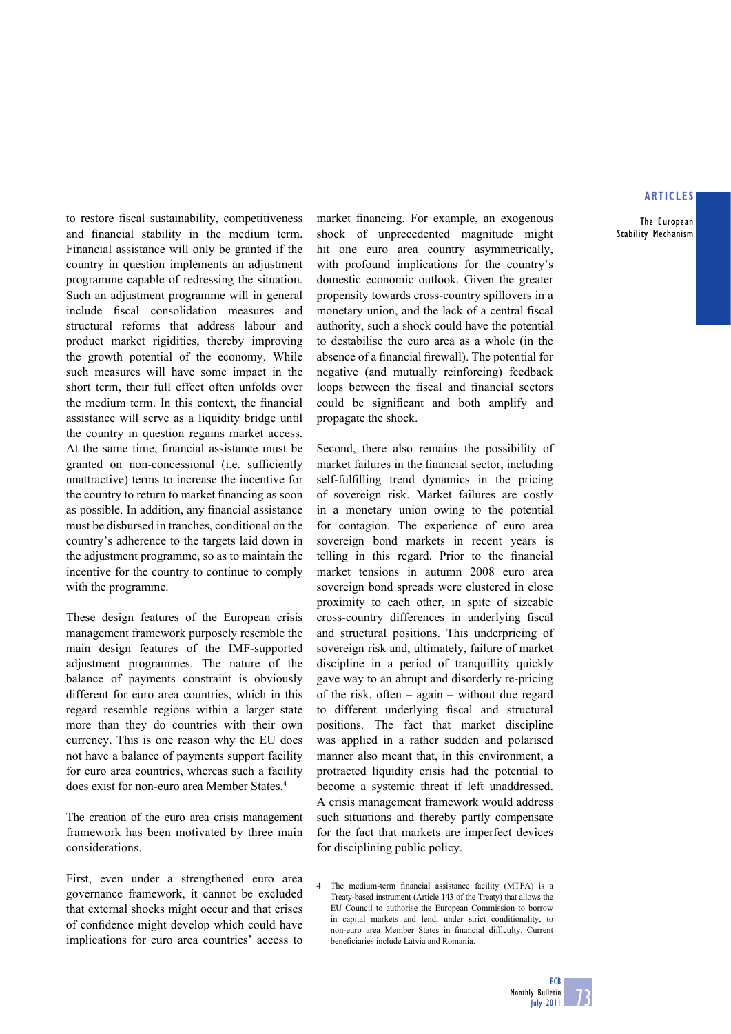to restore fiscal sustainability, competitiveness and financial stability in the medium term. Financial assistance will only be granted if the country in question implements an adjustment programme capable of redressing the situation. Such an adjustment programme will in general include fiscal consolidation measures and structural reforms that address labour and product market rigidities, thereby improving the growth potential of the economy. While such measures will have some impact in the short term, their full effect often unfolds over the medium term. In this context, the financial assistance will serve as a liquidity bridge until the country in question regains market access. At the same time, financial assistance must be granted on non-concessional (i.e. sufficiently unattractive) terms to increase the incentive for the country to return to market financing as soon as possible. In addition, any financial assistance must be disbursed in tranches, conditional on the country's adherence to the targets laid down in the adjustment programme, so as to maintain the incentive for the country to continue to comply with the programme.

These design features of the European crisis management framework purposely resemble the main design features of the IMF-supported adjustment programmes. The nature of the balance of payments constraint is obviously different for euro area countries, which in this regard resemble regions within a larger state more than they do countries with their own currency. This is one reason why the EU does not have a balance of payments support facility for euro area countries, whereas such a facility does exist for non-euro area Member States.[4]

The creation of the euro area crisis management framework has been motivated by three main considerations.

First, even under a strengthened euro area governance framework, it cannot be excluded that external shocks might occur and that crises of confidence might develop which could have implications for euro area countries' access to market financing. For example, an exogenous shock of unprecedented magnitude might hit one euro area country asymmetrically, with profound implications for the country's domestic economic outlook. Given the greater propensity towards cross-country spillovers in a monetary union, and the lack of a central fiscal authority, such a shock could have the potential to destabilise the euro area as a whole (in the absence of a financial firewall). The potential for negative (and mutually reinforcing) feedback loops between the fiscal and financial sectors could be significant and both amplify and propagate the shock.

Second, there also remains the possibility of market failures in the financial sector, including self-fulfilling trend dynamics in the pricing of sovereign risk. Market failures are costly in a monetary union owing to the potential for contagion. The experience of euro area sovereign bond markets in recent years is telling in this regard. Prior to the financial market tensions in autumn 2008 euro area sovereign bond spreads were clustered in close proximity to each other, in spite of sizeable cross-country differences in underlying fiscal and structural positions. This underpricing of sovereign risk and, ultimately, failure of market discipline in a period of tranquillity quickly gave way to an abrupt and disorderly re-pricing of the risk, often – again – without due regard to different underlying fiscal and structural positions. The fact that market discipline was applied in a rather sudden and polarised manner also meant that, in this environment, a protracted liquidity crisis had the potential to become a systemic threat if left unaddressed. A crisis management framework would address such situations and thereby partly compensate for the fact that markets are imperfect devices for disciplining public policy.

4 The medium-term financial assistance facility (MTFA) is a Treaty-based instrument (Article 143 of the Treaty) that allows the EU Council to authorise the European Commission to borrow in capital markets and lend, under strict conditionality, to non-euro area Member States in financial difficulty. Current beneficiaries include Latvia and Romania.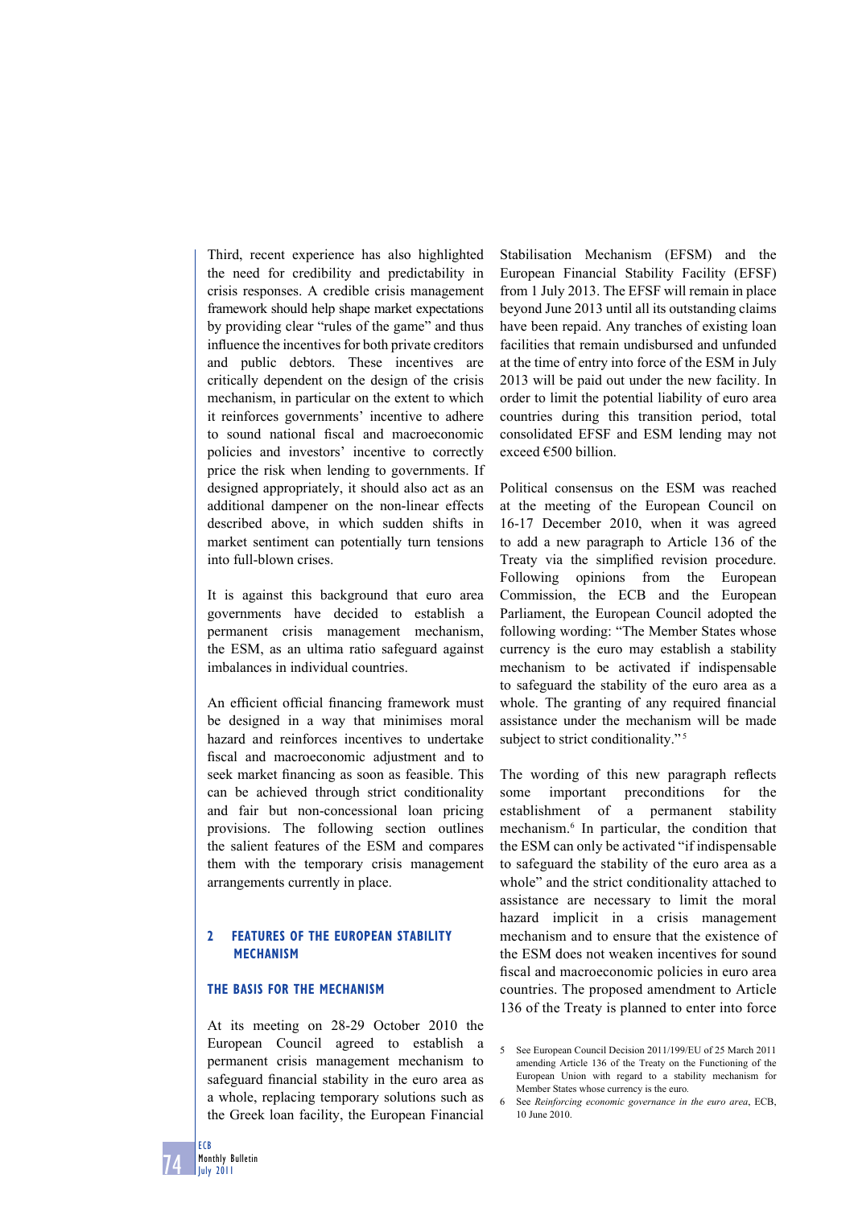Third, recent experience has also highlighted the need for credibility and predictability in crisis responses. A credible crisis management framework should help shape market expectations by providing clear "rules of the game" and thus influence the incentives for both private creditors and public debtors. These incentives are critically dependent on the design of the crisis mechanism, in particular on the extent to which it reinforces governments' incentive to adhere to sound national fiscal and macroeconomic policies and investors' incentive to correctly price the risk when lending to governments. If designed appropriately, it should also act as an additional dampener on the non-linear effects described above, in which sudden shifts in market sentiment can potentially turn tensions into full-blown crises.

It is against this background that euro area governments have decided to establish a permanent crisis management mechanism, the ESM, as an ultima ratio safeguard against imbalances in individual countries.

An efficient official financing framework must be designed in a way that minimises moral hazard and reinforces incentives to undertake fiscal and macroeconomic adjustment and to seek market financing as soon as feasible. This can be achieved through strict conditionality and fair but non-concessional loan pricing provisions. The following section outlines the salient features of the ESM and compares them with the temporary crisis management arrangements currently in place.

## 2 FEATURES OF THE EUROPEAN STABILITY MECHANISM

### THE BASIS FOR THE MECHANISM

At its meeting on 28-29 October 2010 the European Council agreed to establish a permanent crisis management mechanism to safeguard financial stability in the euro area as a whole, replacing temporary solutions such as the Greek loan facility, the European Financial Stabilisation Mechanism (EFSM) and the European Financial Stability Facility (EFSF) from 1 July 2013. The EFSF will remain in place beyond June 2013 until all its outstanding claims have been repaid. Any tranches of existing loan facilities that remain undisbursed and unfunded at the time of entry into force of the ESM in July 2013 will be paid out under the new facility. In order to limit the potential liability of euro area countries during this transition period, total consolidated EFSF and ESM lending may not exceed €500 billion.

Political consensus on the ESM was reached at the meeting of the European Council on 16-17 December 2010, when it was agreed to add a new paragraph to Article 136 of the Treaty via the simplified revision procedure. Following opinions from the European Commission, the ECB and the European Parliament, the European Council adopted the following wording: "The Member States whose currency is the euro may establish a stability mechanism to be activated if indispensable to safeguard the stability of the euro area as a whole. The granting of any required financial assistance under the mechanism will be made subject to strict conditionality."[5]

The wording of this new paragraph reflects some important preconditions for the establishment of a permanent stability mechanism.[6] In particular, the condition that the ESM can only be activated "if indispensable to safeguard the stability of the euro area as a whole" and the strict conditionality attached to assistance are necessary to limit the moral hazard implicit in a crisis management mechanism and to ensure that the existence of the ESM does not weaken incentives for sound fiscal and macroeconomic policies in euro area countries. The proposed amendment to Article 136 of the Treaty is planned to enter into force

5 See European Council Decision 2011/199/EU of 25 March 2011 amending Article 136 of the Treaty on the Functioning of the European Union with regard to a stability mechanism for Member States whose currency is the euro.

6 See *Reinforcing economic governance in the euro area*, ECB, 10 June 2010.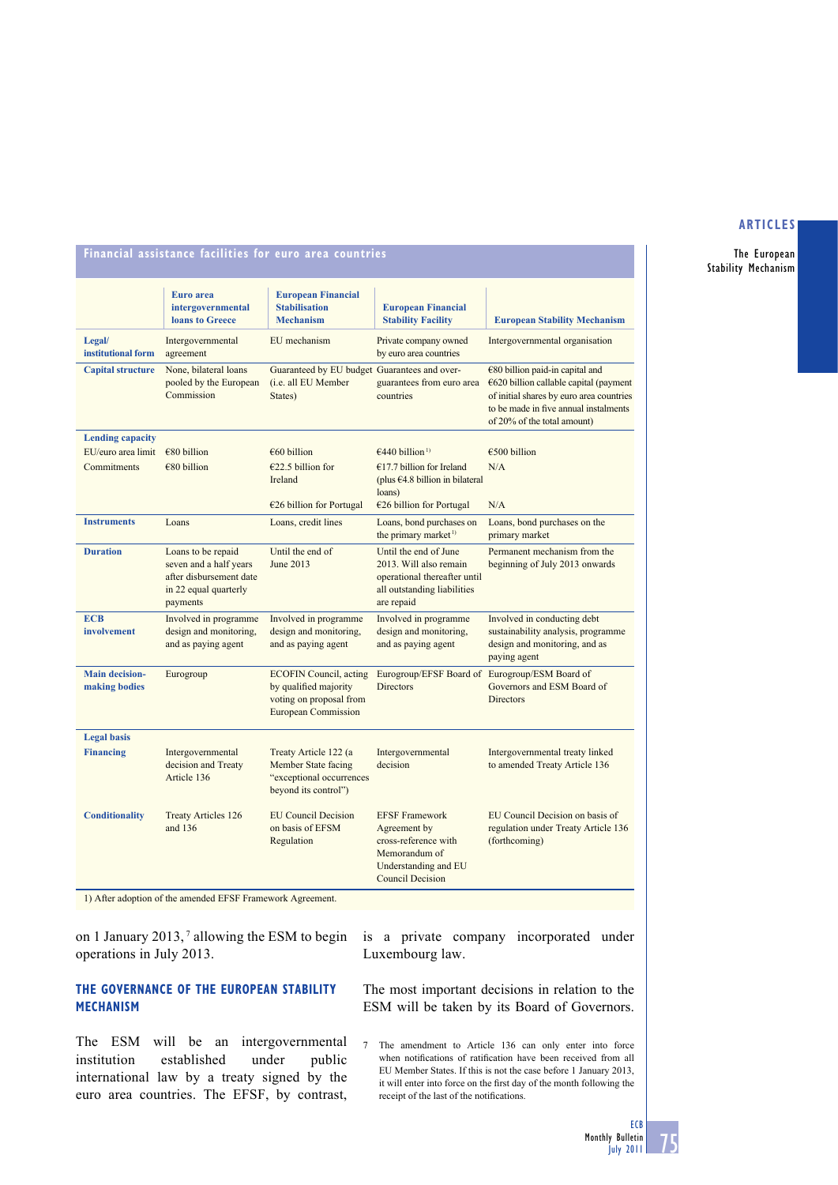**Financial assistance facilities for euro area countries**

| | Euro area intergovernmental loans to Greece | European Financial Stabilisation Mechanism | European Financial Stability Facility | European Stability Mechanism |
|---|---|---|---|---|
| **Legal/ institutional form** | Intergovernmental agreement | EU mechanism | Private company owned by euro area countries | Intergovernmental organisation |
| **Capital structure** | None, bilateral loans pooled by the European Commission | Guaranteed by EU budget (i.e. all EU Member States) | Guarantees and over-guarantees from euro area countries | €80 billion paid-in capital and €620 billion callable capital (payment of initial shares by euro area countries to be made in five annual instalments of 20% of the total amount) |
| **Lending capacity** | | | | |
| EU/euro area limit | €80 billion | €60 billion | €440 billion [1] | €500 billion |
| Commitments | €80 billion | €22.5 billion for Ireland | €17.7 billion for Ireland (plus €4.8 billion in bilateral loans) | N/A |
| | | €26 billion for Portugal | €26 billion for Portugal | N/A |
| **Instruments** | Loans | Loans, credit lines | Loans, bond purchases on the primary market [1] | Loans, bond purchases on the primary market |
| **Duration** | Loans to be repaid seven and a half years after disbursement date in 22 equal quarterly payments | Until the end of June 2013 | Until the end of June 2013. Will also remain operational thereafter until all outstanding liabilities are repaid | Permanent mechanism from the beginning of July 2013 onwards |
| **ECB involvement** | Involved in programme design and monitoring, and as paying agent | Involved in programme design and monitoring, and as paying agent | Involved in programme design and monitoring, and as paying agent | Involved in conducting debt sustainability analysis, programme design and monitoring, and as paying agent |
| **Main decision-making bodies** | Eurogroup | ECOFIN Council, acting by qualified majority voting on proposal from European Commission | Eurogroup/EFSF Board of Directors | Eurogroup/ESM Board of Governors and ESM Board of Directors |
| **Legal basis** | | | | |
| **Financing** | Intergovernmental decision and Treaty Article 136 | Treaty Article 122 (a Member State facing "exceptional occurrences beyond its control") | Intergovernmental decision | Intergovernmental treaty linked to amended Treaty Article 136 |
| **Conditionality** | Treaty Articles 126 and 136 | EU Council Decision on basis of EFSM Regulation | EFSF Framework Agreement by cross-reference with Memorandum of Understanding and EU Council Decision | EU Council Decision on basis of regulation under Treaty Article 136 (forthcoming) |

1) After adoption of the amended EFSF Framework Agreement.

on 1 January 2013,[7] allowing the ESM to begin operations in July 2013.

## THE GOVERNANCE OF THE EUROPEAN STABILITY MECHANISM

The ESM will be an intergovernmental institution established under public international law by a treaty signed by the euro area countries. The EFSF, by contrast, is a private company incorporated under Luxembourg law.

The most important decisions in relation to the ESM will be taken by its Board of Governors.

7 The amendment to Article 136 can only enter into force when notifications of ratification have been received from all EU Member States. If this is not the case before 1 January 2013, it will enter into force on the first day of the month following the receipt of the last of the notifications.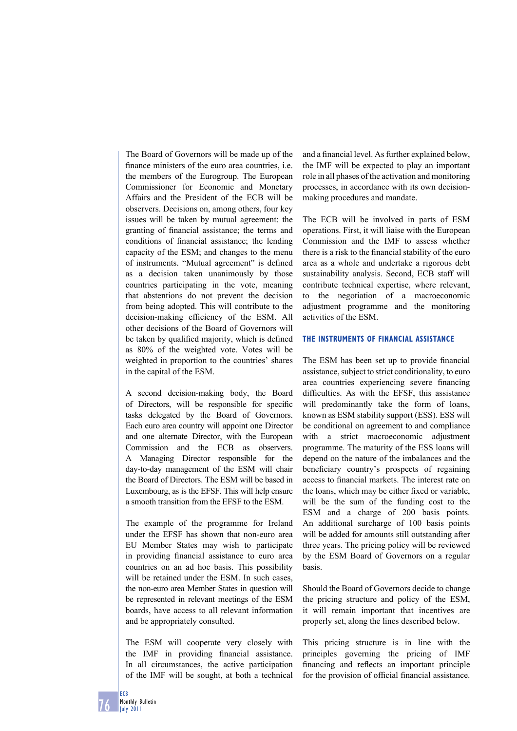The Board of Governors will be made up of the finance ministers of the euro area countries, i.e. the members of the Eurogroup. The European Commissioner for Economic and Monetary Affairs and the President of the ECB will be observers. Decisions on, among others, four key issues will be taken by mutual agreement: the granting of financial assistance; the terms and conditions of financial assistance; the lending capacity of the ESM; and changes to the menu of instruments. "Mutual agreement" is defined as a decision taken unanimously by those countries participating in the vote, meaning that abstentions do not prevent the decision from being adopted. This will contribute to the decision-making efficiency of the ESM. All other decisions of the Board of Governors will be taken by qualified majority, which is defined as 80% of the weighted vote. Votes will be weighted in proportion to the countries' shares in the capital of the ESM.

A second decision-making body, the Board of Directors, will be responsible for specific tasks delegated by the Board of Governors. Each euro area country will appoint one Director and one alternate Director, with the European Commission and the ECB as observers. A Managing Director responsible for the day-to-day management of the ESM will chair the Board of Directors. The ESM will be based in Luxembourg, as is the EFSF. This will help ensure a smooth transition from the EFSF to the ESM.

The example of the programme for Ireland under the EFSF has shown that non-euro area EU Member States may wish to participate in providing financial assistance to euro area countries on an ad hoc basis. This possibility will be retained under the ESM. In such cases, the non-euro area Member States in question will be represented in relevant meetings of the ESM boards, have access to all relevant information and be appropriately consulted.

The ESM will cooperate very closely with the IMF in providing financial assistance. In all circumstances, the active participation of the IMF will be sought, at both a technical and a financial level. As further explained below, the IMF will be expected to play an important role in all phases of the activation and monitoring processes, in accordance with its own decision-making procedures and mandate.

The ECB will be involved in parts of ESM operations. First, it will liaise with the European Commission and the IMF to assess whether there is a risk to the financial stability of the euro area as a whole and undertake a rigorous debt sustainability analysis. Second, ECB staff will contribute technical expertise, where relevant, to the negotiation of a macroeconomic adjustment programme and the monitoring activities of the ESM.

## THE INSTRUMENTS OF FINANCIAL ASSISTANCE

The ESM has been set up to provide financial assistance, subject to strict conditionality, to euro area countries experiencing severe financing difficulties. As with the EFSF, this assistance will predominantly take the form of loans, known as ESM stability support (ESS). ESS will be conditional on agreement to and compliance with a strict macroeconomic adjustment programme. The maturity of the ESS loans will depend on the nature of the imbalances and the beneficiary country's prospects of regaining access to financial markets. The interest rate on the loans, which may be either fixed or variable, will be the sum of the funding cost to the ESM and a charge of 200 basis points. An additional surcharge of 100 basis points will be added for amounts still outstanding after three years. The pricing policy will be reviewed by the ESM Board of Governors on a regular basis.

Should the Board of Governors decide to change the pricing structure and policy of the ESM, it will remain important that incentives are properly set, along the lines described below.

This pricing structure is in line with the principles governing the pricing of IMF financing and reflects an important principle for the provision of official financial assistance.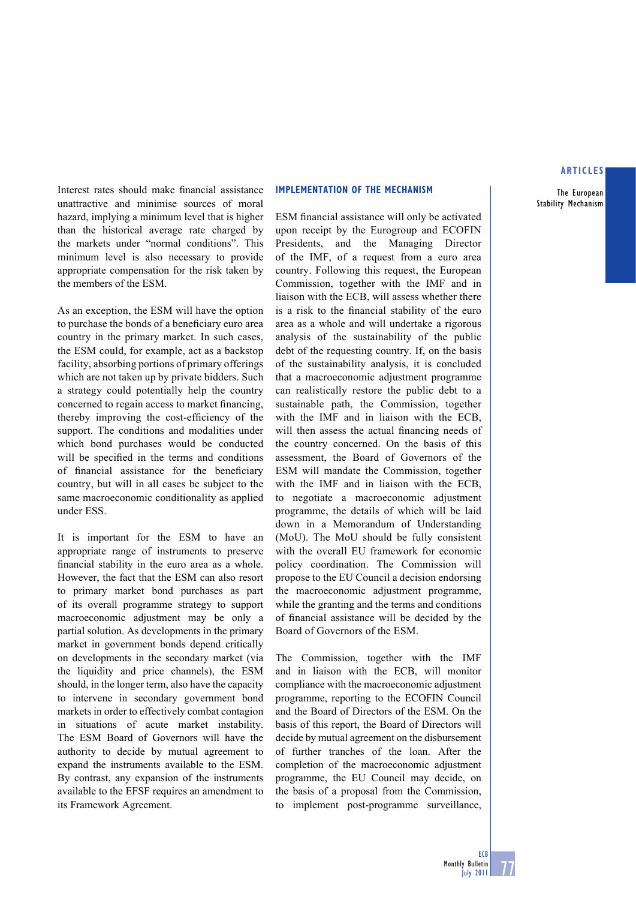Interest rates should make financial assistance unattractive and minimise sources of moral hazard, implying a minimum level that is higher than the historical average rate charged by the markets under "normal conditions". This minimum level is also necessary to provide appropriate compensation for the risk taken by the members of the ESM.

As an exception, the ESM will have the option to purchase the bonds of a beneficiary euro area country in the primary market. In such cases, the ESM could, for example, act as a backstop facility, absorbing portions of primary offerings which are not taken up by private bidders. Such a strategy could potentially help the country concerned to regain access to market financing, thereby improving the cost-efficiency of the support. The conditions and modalities under which bond purchases would be conducted will be specified in the terms and conditions of financial assistance for the beneficiary country, but will in all cases be subject to the same macroeconomic conditionality as applied under ESS.

It is important for the ESM to have an appropriate range of instruments to preserve financial stability in the euro area as a whole. However, the fact that the ESM can also resort to primary market bond purchases as part of its overall programme strategy to support macroeconomic adjustment may be only a partial solution. As developments in the primary market in government bonds depend critically on developments in the secondary market (via the liquidity and price channels), the ESM should, in the longer term, also have the capacity to intervene in secondary government bond markets in order to effectively combat contagion in situations of acute market instability. The ESM Board of Governors will have the authority to decide by mutual agreement to expand the instruments available to the ESM. By contrast, any expansion of the instruments available to the EFSF requires an amendment to its Framework Agreement.

## IMPLEMENTATION OF THE MECHANISM

ESM financial assistance will only be activated upon receipt by the Eurogroup and ECOFIN Presidents, and the Managing Director of the IMF, of a request from a euro area country. Following this request, the European Commission, together with the IMF and in liaison with the ECB, will assess whether there is a risk to the financial stability of the euro area as a whole and will undertake a rigorous analysis of the sustainability of the public debt of the requesting country. If, on the basis of the sustainability analysis, it is concluded that a macroeconomic adjustment programme can realistically restore the public debt to a sustainable path, the Commission, together with the IMF and in liaison with the ECB, will then assess the actual financing needs of the country concerned. On the basis of this assessment, the Board of Governors of the ESM will mandate the Commission, together with the IMF and in liaison with the ECB, to negotiate a macroeconomic adjustment programme, the details of which will be laid down in a Memorandum of Understanding (MoU). The MoU should be fully consistent with the overall EU framework for economic policy coordination. The Commission will propose to the EU Council a decision endorsing the macroeconomic adjustment programme, while the granting and the terms and conditions of financial assistance will be decided by the Board of Governors of the ESM.

The Commission, together with the IMF and in liaison with the ECB, will monitor compliance with the macroeconomic adjustment programme, reporting to the ECOFIN Council and the Board of Directors of the ESM. On the basis of this report, the Board of Directors will decide by mutual agreement on the disbursement of further tranches of the loan. After the completion of the macroeconomic adjustment programme, the EU Council may decide, on the basis of a proposal from the Commission, to implement post-programme surveillance,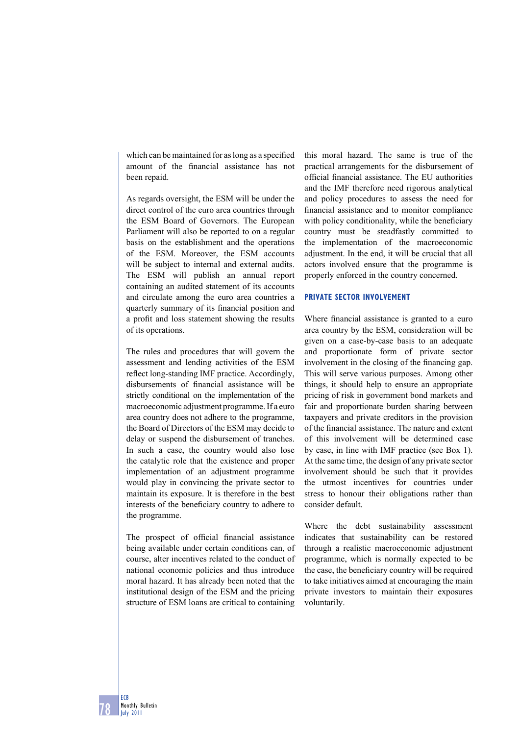which can be maintained for as long as a specified amount of the financial assistance has not been repaid.

As regards oversight, the ESM will be under the direct control of the euro area countries through the ESM Board of Governors. The European Parliament will also be reported to on a regular basis on the establishment and the operations of the ESM. Moreover, the ESM accounts will be subject to internal and external audits. The ESM will publish an annual report containing an audited statement of its accounts and circulate among the euro area countries a quarterly summary of its financial position and a profit and loss statement showing the results of its operations.

The rules and procedures that will govern the assessment and lending activities of the ESM reflect long-standing IMF practice. Accordingly, disbursements of financial assistance will be strictly conditional on the implementation of the macroeconomic adjustment programme. If a euro area country does not adhere to the programme, the Board of Directors of the ESM may decide to delay or suspend the disbursement of tranches. In such a case, the country would also lose the catalytic role that the existence and proper implementation of an adjustment programme would play in convincing the private sector to maintain its exposure. It is therefore in the best interests of the beneficiary country to adhere to the programme.

The prospect of official financial assistance being available under certain conditions can, of course, alter incentives related to the conduct of national economic policies and thus introduce moral hazard. It has already been noted that the institutional design of the ESM and the pricing structure of ESM loans are critical to containing this moral hazard. The same is true of the practical arrangements for the disbursement of official financial assistance. The EU authorities and the IMF therefore need rigorous analytical and policy procedures to assess the need for financial assistance and to monitor compliance with policy conditionality, while the beneficiary country must be steadfastly committed to the implementation of the macroeconomic adjustment. In the end, it will be crucial that all actors involved ensure that the programme is properly enforced in the country concerned.

## PRIVATE SECTOR INVOLVEMENT

Where financial assistance is granted to a euro area country by the ESM, consideration will be given on a case-by-case basis to an adequate and proportionate form of private sector involvement in the closing of the financing gap. This will serve various purposes. Among other things, it should help to ensure an appropriate pricing of risk in government bond markets and fair and proportionate burden sharing between taxpayers and private creditors in the provision of the financial assistance. The nature and extent of this involvement will be determined case by case, in line with IMF practice (see Box 1). At the same time, the design of any private sector involvement should be such that it provides the utmost incentives for countries under stress to honour their obligations rather than consider default.

Where the debt sustainability assessment indicates that sustainability can be restored through a realistic macroeconomic adjustment programme, which is normally expected to be the case, the beneficiary country will be required to take initiatives aimed at encouraging the main private investors to maintain their exposures voluntarily.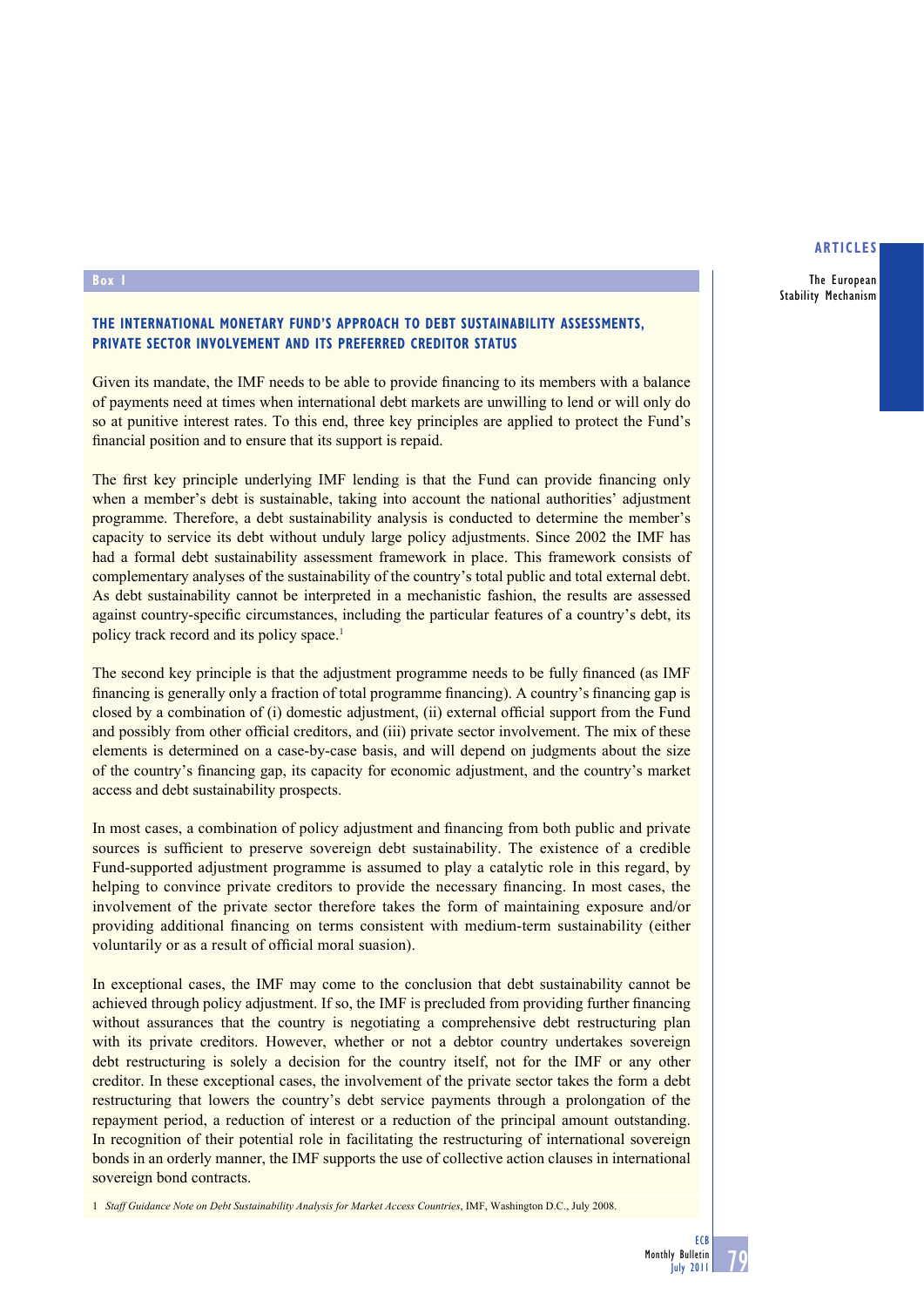**Box 1**

### THE INTERNATIONAL MONETARY FUND'S APPROACH TO DEBT SUSTAINABILITY ASSESSMENTS, PRIVATE SECTOR INVOLVEMENT AND ITS PREFERRED CREDITOR STATUS

Given its mandate, the IMF needs to be able to provide financing to its members with a balance of payments need at times when international debt markets are unwilling to lend or will only do so at punitive interest rates. To this end, three key principles are applied to protect the Fund's financial position and to ensure that its support is repaid.

The first key principle underlying IMF lending is that the Fund can provide financing only when a member's debt is sustainable, taking into account the national authorities' adjustment programme. Therefore, a debt sustainability analysis is conducted to determine the member's capacity to service its debt without unduly large policy adjustments. Since 2002 the IMF has had a formal debt sustainability assessment framework in place. This framework consists of complementary analyses of the sustainability of the country's total public and total external debt. As debt sustainability cannot be interpreted in a mechanistic fashion, the results are assessed against country-specific circumstances, including the particular features of a country's debt, its policy track record and its policy space.[1]

The second key principle is that the adjustment programme needs to be fully financed (as IMF financing is generally only a fraction of total programme financing). A country's financing gap is closed by a combination of (i) domestic adjustment, (ii) external official support from the Fund and possibly from other official creditors, and (iii) private sector involvement. The mix of these elements is determined on a case-by-case basis, and will depend on judgments about the size of the country's financing gap, its capacity for economic adjustment, and the country's market access and debt sustainability prospects.

In most cases, a combination of policy adjustment and financing from both public and private sources is sufficient to preserve sovereign debt sustainability. The existence of a credible Fund-supported adjustment programme is assumed to play a catalytic role in this regard, by helping to convince private creditors to provide the necessary financing. In most cases, the involvement of the private sector therefore takes the form of maintaining exposure and/or providing additional financing on terms consistent with medium-term sustainability (either voluntarily or as a result of official moral suasion).

In exceptional cases, the IMF may come to the conclusion that debt sustainability cannot be achieved through policy adjustment. If so, the IMF is precluded from providing further financing without assurances that the country is negotiating a comprehensive debt restructuring plan with its private creditors. However, whether or not a debtor country undertakes sovereign debt restructuring is solely a decision for the country itself, not for the IMF or any other creditor. In these exceptional cases, the involvement of the private sector takes the form a debt restructuring that lowers the country's debt service payments through a prolongation of the repayment period, a reduction of interest or a reduction of the principal amount outstanding. In recognition of their potential role in facilitating the restructuring of international sovereign bonds in an orderly manner, the IMF supports the use of collective action clauses in international sovereign bond contracts.

1 *Staff Guidance Note on Debt Sustainability Analysis for Market Access Countries*, IMF, Washington D.C., July 2008.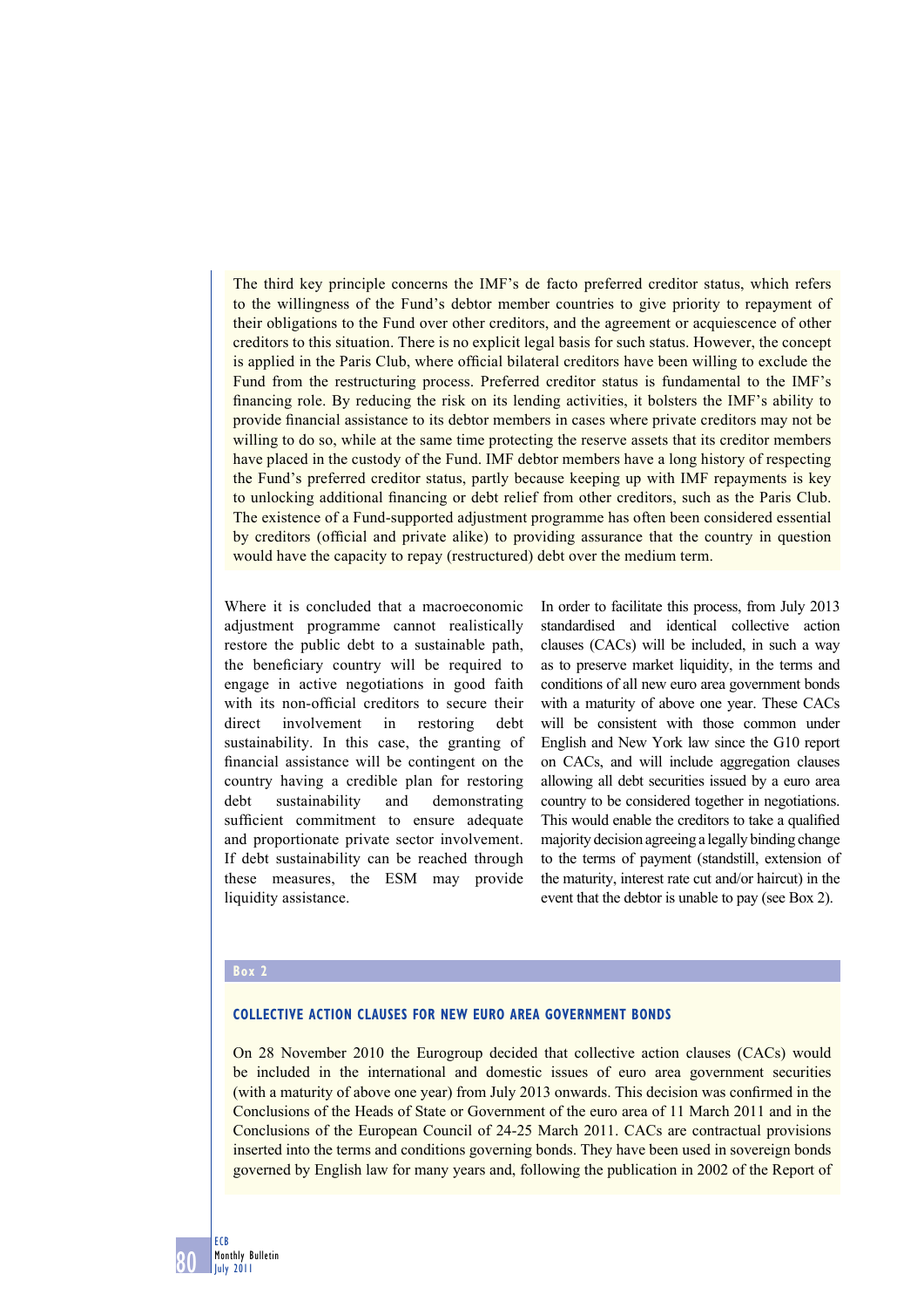The third key principle concerns the IMF's de facto preferred creditor status, which refers to the willingness of the Fund's debtor member countries to give priority to repayment of their obligations to the Fund over other creditors, and the agreement or acquiescence of other creditors to this situation. There is no explicit legal basis for such status. However, the concept is applied in the Paris Club, where official bilateral creditors have been willing to exclude the Fund from the restructuring process. Preferred creditor status is fundamental to the IMF's financing role. By reducing the risk on its lending activities, it bolsters the IMF's ability to provide financial assistance to its debtor members in cases where private creditors may not be willing to do so, while at the same time protecting the reserve assets that its creditor members have placed in the custody of the Fund. IMF debtor members have a long history of respecting the Fund's preferred creditor status, partly because keeping up with IMF repayments is key to unlocking additional financing or debt relief from other creditors, such as the Paris Club. The existence of a Fund-supported adjustment programme has often been considered essential by creditors (official and private alike) to providing assurance that the country in question would have the capacity to repay (restructured) debt over the medium term.

Where it is concluded that a macroeconomic adjustment programme cannot realistically restore the public debt to a sustainable path, the beneficiary country will be required to engage in active negotiations in good faith with its non-official creditors to secure their direct involvement in restoring debt sustainability. In this case, the granting of financial assistance will be contingent on the country having a credible plan for restoring debt sustainability and demonstrating sufficient commitment to ensure adequate and proportionate private sector involvement. If debt sustainability can be reached through these measures, the ESM may provide liquidity assistance.

In order to facilitate this process, from July 2013 standardised and identical collective action clauses (CACs) will be included, in such a way as to preserve market liquidity, in the terms and conditions of all new euro area government bonds with a maturity of above one year. These CACs will be consistent with those common under English and New York law since the G10 report on CACs, and will include aggregation clauses allowing all debt securities issued by a euro area country to be considered together in negotiations. This would enable the creditors to take a qualified majority decision agreeing a legally binding change to the terms of payment (standstill, extension of the maturity, interest rate cut and/or haircut) in the event that the debtor is unable to pay (see Box 2).

**Box 2**

### COLLECTIVE ACTION CLAUSES FOR NEW EURO AREA GOVERNMENT BONDS

On 28 November 2010 the Eurogroup decided that collective action clauses (CACs) would be included in the international and domestic issues of euro area government securities (with a maturity of above one year) from July 2013 onwards. This decision was confirmed in the Conclusions of the Heads of State or Government of the euro area of 11 March 2011 and in the Conclusions of the European Council of 24-25 March 2011. CACs are contractual provisions inserted into the terms and conditions governing bonds. They have been used in sovereign bonds governed by English law for many years and, following the publication in 2002 of the Report of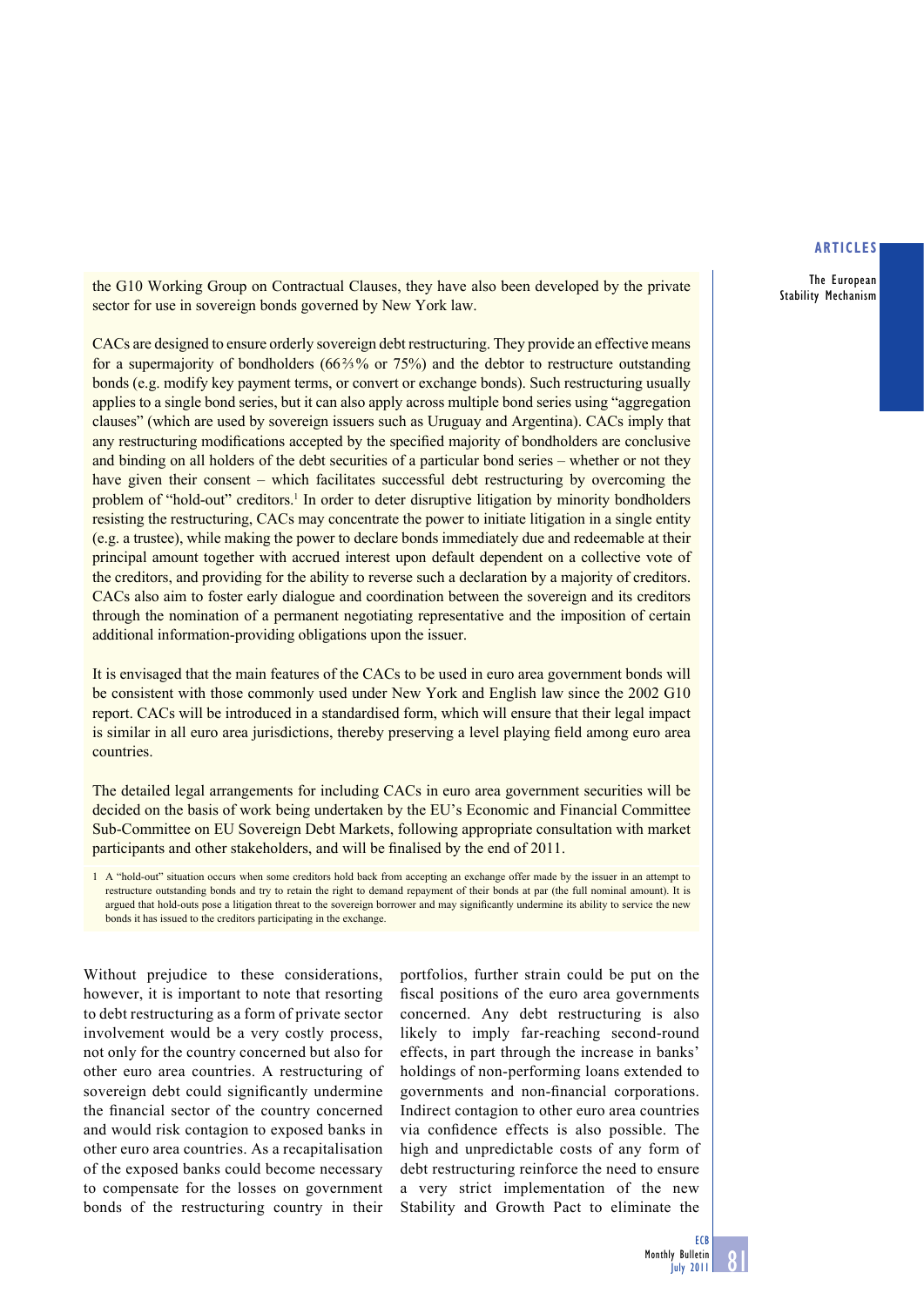the G10 Working Group on Contractual Clauses, they have also been developed by the private sector for use in sovereign bonds governed by New York law.

CACs are designed to ensure orderly sovereign debt restructuring. They provide an effective means for a supermajority of bondholders (66⅔% or 75%) and the debtor to restructure outstanding bonds (e.g. modify key payment terms, or convert or exchange bonds). Such restructuring usually applies to a single bond series, but it can also apply across multiple bond series using "aggregation clauses" (which are used by sovereign issuers such as Uruguay and Argentina). CACs imply that any restructuring modifications accepted by the specified majority of bondholders are conclusive and binding on all holders of the debt securities of a particular bond series – whether or not they have given their consent – which facilitates successful debt restructuring by overcoming the problem of "hold-out" creditors.[1] In order to deter disruptive litigation by minority bondholders resisting the restructuring, CACs may concentrate the power to initiate litigation in a single entity (e.g. a trustee), while making the power to declare bonds immediately due and redeemable at their principal amount together with accrued interest upon default dependent on a collective vote of the creditors, and providing for the ability to reverse such a declaration by a majority of creditors. CACs also aim to foster early dialogue and coordination between the sovereign and its creditors through the nomination of a permanent negotiating representative and the imposition of certain additional information-providing obligations upon the issuer.

It is envisaged that the main features of the CACs to be used in euro area government bonds will be consistent with those commonly used under New York and English law since the 2002 G10 report. CACs will be introduced in a standardised form, which will ensure that their legal impact is similar in all euro area jurisdictions, thereby preserving a level playing field among euro area countries.

The detailed legal arrangements for including CACs in euro area government securities will be decided on the basis of work being undertaken by the EU's Economic and Financial Committee Sub-Committee on EU Sovereign Debt Markets, following appropriate consultation with market participants and other stakeholders, and will be finalised by the end of 2011.

1 A "hold-out" situation occurs when some creditors hold back from accepting an exchange offer made by the issuer in an attempt to restructure outstanding bonds and try to retain the right to demand repayment of their bonds at par (the full nominal amount). It is argued that hold-outs pose a litigation threat to the sovereign borrower and may significantly undermine its ability to service the new bonds it has issued to the creditors participating in the exchange.

Without prejudice to these considerations, however, it is important to note that resorting to debt restructuring as a form of private sector involvement would be a very costly process, not only for the country concerned but also for other euro area countries. A restructuring of sovereign debt could significantly undermine the financial sector of the country concerned and would risk contagion to exposed banks in other euro area countries. As a recapitalisation of the exposed banks could become necessary to compensate for the losses on government bonds of the restructuring country in their portfolios, further strain could be put on the fiscal positions of the euro area governments concerned. Any debt restructuring is also likely to imply far-reaching second-round effects, in part through the increase in banks' holdings of non-performing loans extended to governments and non-financial corporations. Indirect contagion to other euro area countries via confidence effects is also possible. The high and unpredictable costs of any form of debt restructuring reinforce the need to ensure a very strict implementation of the new Stability and Growth Pact to eliminate the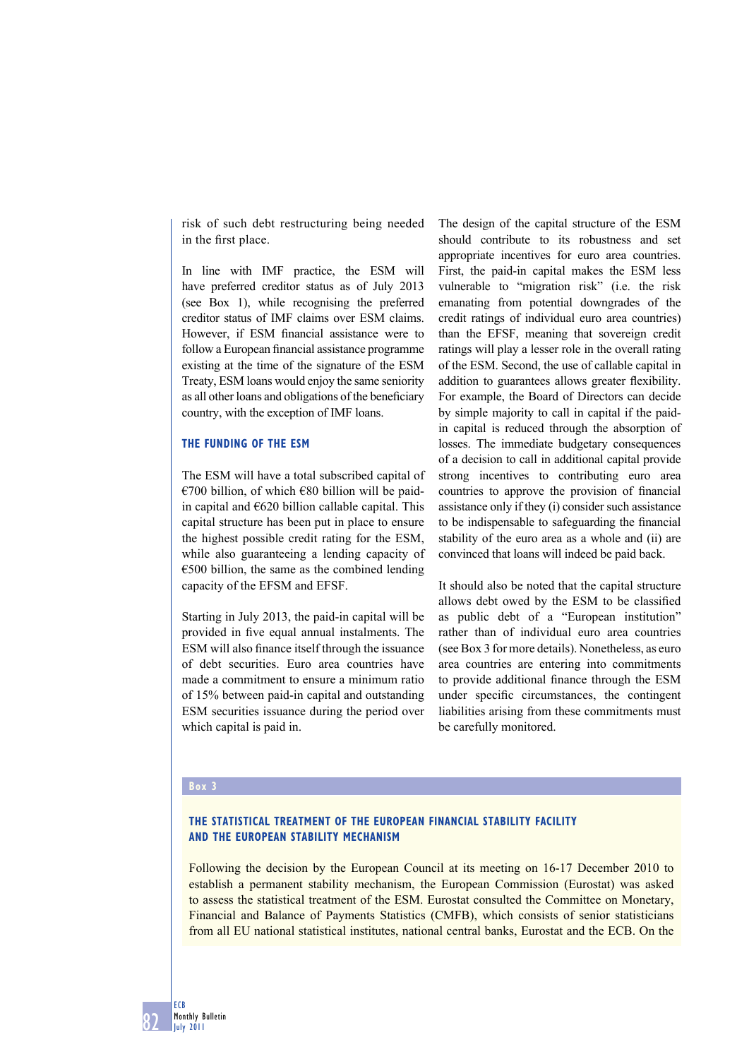risk of such debt restructuring being needed in the first place.

In line with IMF practice, the ESM will have preferred creditor status as of July 2013 (see Box 1), while recognising the preferred creditor status of IMF claims over ESM claims. However, if ESM financial assistance were to follow a European financial assistance programme existing at the time of the signature of the ESM Treaty, ESM loans would enjoy the same seniority as all other loans and obligations of the beneficiary country, with the exception of IMF loans.

### THE FUNDING OF THE ESM

The ESM will have a total subscribed capital of €700 billion, of which €80 billion will be paid-in capital and €620 billion callable capital. This capital structure has been put in place to ensure the highest possible credit rating for the ESM, while also guaranteeing a lending capacity of €500 billion, the same as the combined lending capacity of the EFSM and EFSF.

Starting in July 2013, the paid-in capital will be provided in five equal annual instalments. The ESM will also finance itself through the issuance of debt securities. Euro area countries have made a commitment to ensure a minimum ratio of 15% between paid-in capital and outstanding ESM securities issuance during the period over which capital is paid in.

The design of the capital structure of the ESM should contribute to its robustness and set appropriate incentives for euro area countries. First, the paid-in capital makes the ESM less vulnerable to "migration risk" (i.e. the risk emanating from potential downgrades of the credit ratings of individual euro area countries) than the EFSF, meaning that sovereign credit ratings will play a lesser role in the overall rating of the ESM. Second, the use of callable capital in addition to guarantees allows greater flexibility. For example, the Board of Directors can decide by simple majority to call in capital if the paid-in capital is reduced through the absorption of losses. The immediate budgetary consequences of a decision to call in additional capital provide strong incentives to contributing euro area countries to approve the provision of financial assistance only if they (i) consider such assistance to be indispensable to safeguarding the financial stability of the euro area as a whole and (ii) are convinced that loans will indeed be paid back.

It should also be noted that the capital structure allows debt owed by the ESM to be classified as public debt of a "European institution" rather than of individual euro area countries (see Box 3 for more details). Nonetheless, as euro area countries are entering into commitments to provide additional finance through the ESM under specific circumstances, the contingent liabilities arising from these commitments must be carefully monitored.

**Box 3**

### THE STATISTICAL TREATMENT OF THE EUROPEAN FINANCIAL STABILITY FACILITY AND THE EUROPEAN STABILITY MECHANISM

Following the decision by the European Council at its meeting on 16-17 December 2010 to establish a permanent stability mechanism, the European Commission (Eurostat) was asked to assess the statistical treatment of the ESM. Eurostat consulted the Committee on Monetary, Financial and Balance of Payments Statistics (CMFB), which consists of senior statisticians from all EU national statistical institutes, national central banks, Eurostat and the ECB. On the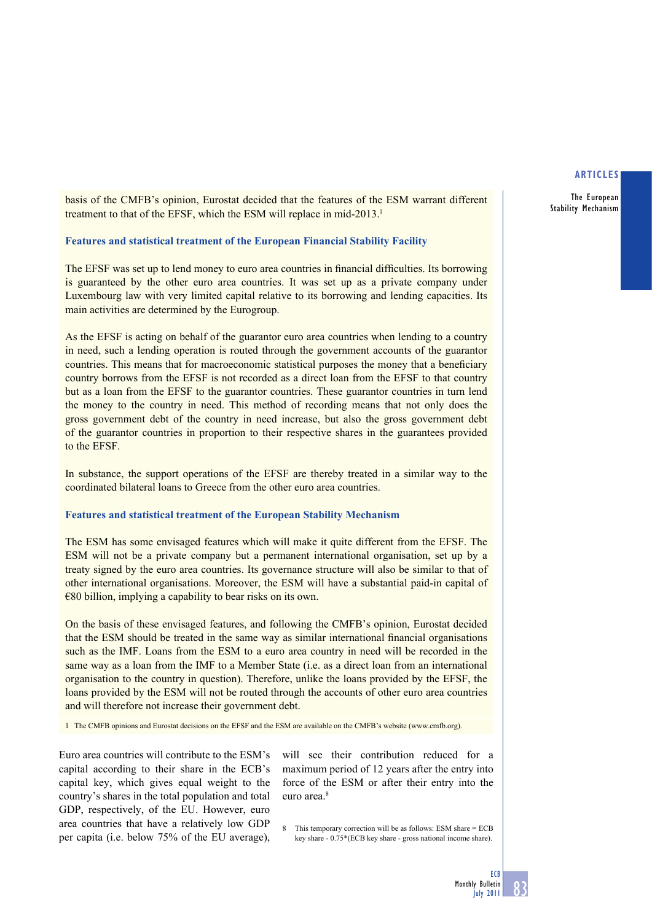basis of the CMFB's opinion, Eurostat decided that the features of the ESM warrant different treatment to that of the EFSF, which the ESM will replace in mid-2013.[1]

### Features and statistical treatment of the European Financial Stability Facility

The EFSF was set up to lend money to euro area countries in financial difficulties. Its borrowing is guaranteed by the other euro area countries. It was set up as a private company under Luxembourg law with very limited capital relative to its borrowing and lending capacities. Its main activities are determined by the Eurogroup.

As the EFSF is acting on behalf of the guarantor euro area countries when lending to a country in need, such a lending operation is routed through the government accounts of the guarantor countries. This means that for macroeconomic statistical purposes the money that a beneficiary country borrows from the EFSF is not recorded as a direct loan from the EFSF to that country but as a loan from the EFSF to the guarantor countries. These guarantor countries in turn lend the money to the country in need. This method of recording means that not only does the gross government debt of the country in need increase, but also the gross government debt of the guarantor countries in proportion to their respective shares in the guarantees provided to the EFSF.

In substance, the support operations of the EFSF are thereby treated in a similar way to the coordinated bilateral loans to Greece from the other euro area countries.

### Features and statistical treatment of the European Stability Mechanism

The ESM has some envisaged features which will make it quite different from the EFSF. The ESM will not be a private company but a permanent international organisation, set up by a treaty signed by the euro area countries. Its governance structure will also be similar to that of other international organisations. Moreover, the ESM will have a substantial paid-in capital of €80 billion, implying a capability to bear risks on its own.

On the basis of these envisaged features, and following the CMFB's opinion, Eurostat decided that the ESM should be treated in the same way as similar international financial organisations such as the IMF. Loans from the ESM to a euro area country in need will be recorded in the same way as a loan from the IMF to a Member State (i.e. as a direct loan from an international organisation to the country in question). Therefore, unlike the loans provided by the EFSF, the loans provided by the ESM will not be routed through the accounts of other euro area countries and will therefore not increase their government debt.

1 The CMFB opinions and Eurostat decisions on the EFSF and the ESM are available on the CMFB's website (www.cmfb.org).

Euro area countries will contribute to the ESM's capital according to their share in the ECB's capital key, which gives equal weight to the country's shares in the total population and total GDP, respectively, of the EU. However, euro area countries that have a relatively low GDP per capita (i.e. below 75% of the EU average), will see their contribution reduced for a maximum period of 12 years after the entry into force of the ESM or after their entry into the euro area.[8]

8 This temporary correction will be as follows: ESM share = ECB key share - 0.75*(ECB key share - gross national income share).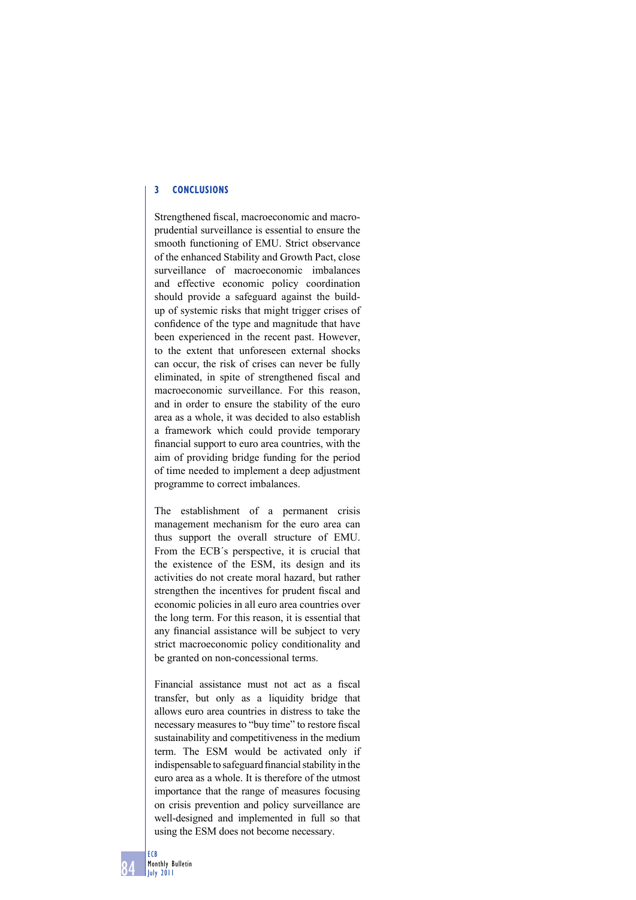## 3 CONCLUSIONS

Strengthened fiscal, macroeconomic and macro-prudential surveillance is essential to ensure the smooth functioning of EMU. Strict observance of the enhanced Stability and Growth Pact, close surveillance of macroeconomic imbalances and effective economic policy coordination should provide a safeguard against the build-up of systemic risks that might trigger crises of confidence of the type and magnitude that have been experienced in the recent past. However, to the extent that unforeseen external shocks can occur, the risk of crises can never be fully eliminated, in spite of strengthened fiscal and macroeconomic surveillance. For this reason, and in order to ensure the stability of the euro area as a whole, it was decided to also establish a framework which could provide temporary financial support to euro area countries, with the aim of providing bridge funding for the period of time needed to implement a deep adjustment programme to correct imbalances.

The establishment of a permanent crisis management mechanism for the euro area can thus support the overall structure of EMU. From the ECB´s perspective, it is crucial that the existence of the ESM, its design and its activities do not create moral hazard, but rather strengthen the incentives for prudent fiscal and economic policies in all euro area countries over the long term. For this reason, it is essential that any financial assistance will be subject to very strict macroeconomic policy conditionality and be granted on non-concessional terms.

Financial assistance must not act as a fiscal transfer, but only as a liquidity bridge that allows euro area countries in distress to take the necessary measures to "buy time" to restore fiscal sustainability and competitiveness in the medium term. The ESM would be activated only if indispensable to safeguard financial stability in the euro area as a whole. It is therefore of the utmost importance that the range of measures focusing on crisis prevention and policy surveillance are well-designed and implemented in full so that using the ESM does not become necessary.